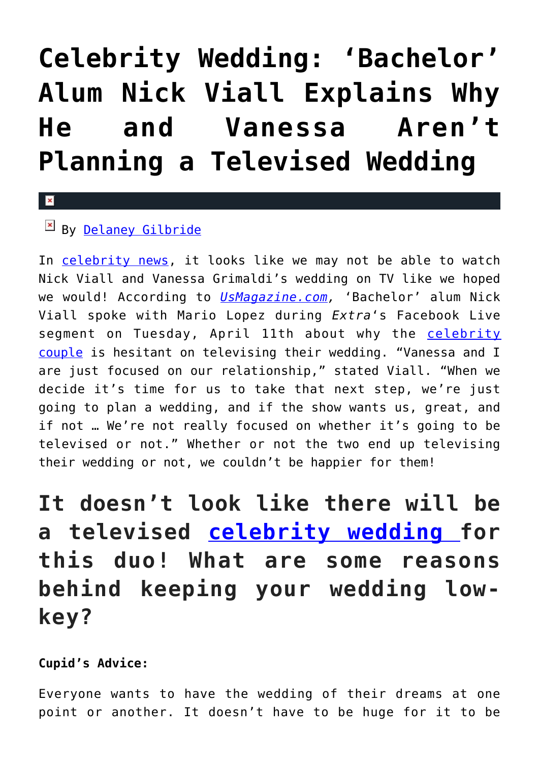# Celebrity Wedding: 'Bachelor' Alum Nick Viall Explains Why He and Vanessa Aren't Planning a Televised Wedding

By Delaney Gilbride

In celebrity news, it looks like we may not be able to watch Nick Viall and Vanessa Grimaldi's wedding on TV like we hoped we would! According to *UsMagazine.com,* 'Bachelor' alum Nick Viall spoke with Mario Lopez during *Extra*'s Facebook Live segment on Tuesday, April 11th about why the celebrity couple is hesitant on televising their wedding. "Vanessa and I are just focused on our relationship," stated Viall. "When we decide it's time for us to take that next step, we're just going to plan a wedding, and if the show wants us, great, and if not … We're not really focused on whether it's going to be televised or not." Whether or not the two end up televising their wedding or not, we couldn't be happier for them!

## It doesn't look like there will be a televised celebrity wedding for this duo! What are some reasons behind keeping your wedding low-key?

**Cupid's Advice:**

Everyone wants to have the wedding of their dreams at one point or another. It doesn't have to be huge for it to be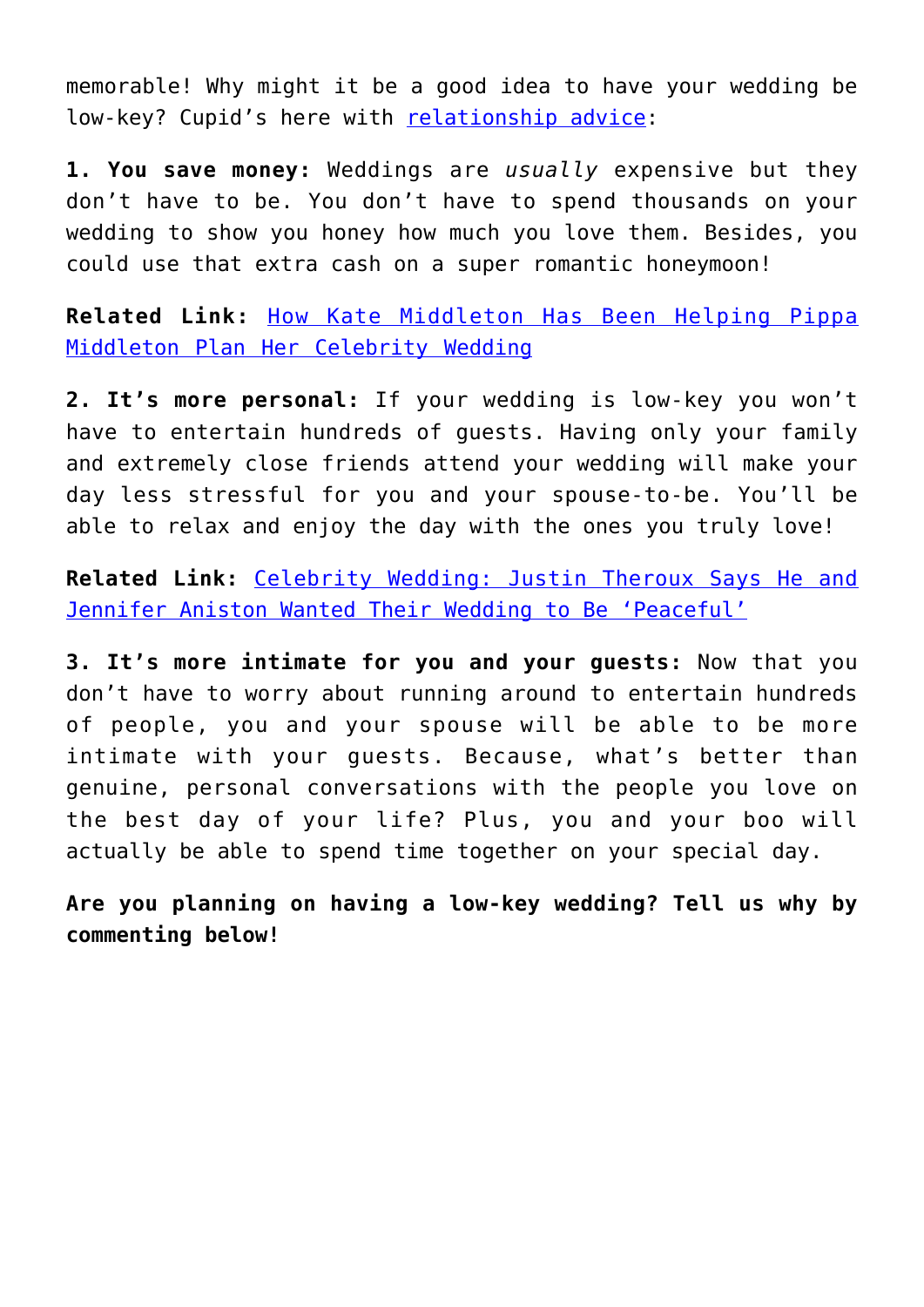memorable! Why might it be a good idea to have your wedding be low-key? Cupid's here with relationship advice:

**1. You save money:** Weddings are *usually* expensive but they don't have to be. You don't have to spend thousands on your wedding to show you honey how much you love them. Besides, you could use that extra cash on a super romantic honeymoon!

**Related Link:** How Kate Middleton Has Been Helping Pippa Middleton Plan Her Celebrity Wedding

**2. It's more personal:** If your wedding is low-key you won't have to entertain hundreds of guests. Having only your family and extremely close friends attend your wedding will make your day less stressful for you and your spouse-to-be. You'll be able to relax and enjoy the day with the ones you truly love!

**Related Link:** Celebrity Wedding: Justin Theroux Says He and Jennifer Aniston Wanted Their Wedding to Be 'Peaceful'

**3. It's more intimate for you and your guests:** Now that you don't have to worry about running around to entertain hundreds of people, you and your spouse will be able to be more intimate with your guests. Because, what's better than genuine, personal conversations with the people you love on the best day of your life? Plus, you and your boo will actually be able to spend time together on your special day.

**Are you planning on having a low-key wedding? Tell us why by commenting below!**